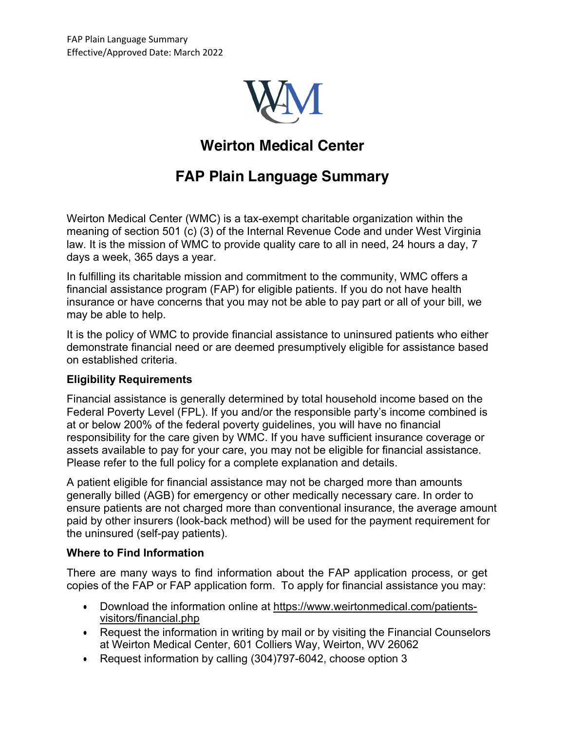FAP Plain Language Summary
Effective/Approved Date: March 2022

# Weirton Medical Center

## FAP Plain Language Summary

Weirton Medical Center (WMC) is a tax-exempt charitable organization within the meaning of section 501 (c) (3) of the Internal Revenue Code and under West Virginia law. It is the mission of WMC to provide quality care to all in need, 24 hours a day, 7 days a week, 365 days a year.

In fulfilling its charitable mission and commitment to the community, WMC offers a financial assistance program (FAP) for eligible patients. If you do not have health insurance or have concerns that you may not be able to pay part or all of your bill, we may be able to help.

It is the policy of WMC to provide financial assistance to uninsured patients who either demonstrate financial need or are deemed presumptively eligible for assistance based on established criteria.

### Eligibility Requirements

Financial assistance is generally determined by total household income based on the Federal Poverty Level (FPL). If you and/or the responsible party's income combined is at or below 200% of the federal poverty guidelines, you will have no financial responsibility for the care given by WMC. If you have sufficient insurance coverage or assets available to pay for your care, you may not be eligible for financial assistance. Please refer to the full policy for a complete explanation and details.

A patient eligible for financial assistance may not be charged more than amounts generally billed (AGB) for emergency or other medically necessary care. In order to ensure patients are not charged more than conventional insurance, the average amount paid by other insurers (look-back method) will be used for the payment requirement for the uninsured (self-pay patients).

### Where to Find Information

There are many ways to find information about the FAP application process, or get copies of the FAP or FAP application form. To apply for financial assistance you may:

- Download the information online at https://www.weirtonmedical.com/patients-visitors/financial.php
- Request the information in writing by mail or by visiting the Financial Counselors at Weirton Medical Center, 601 Colliers Way, Weirton, WV 26062
- Request information by calling (304)797-6042, choose option 3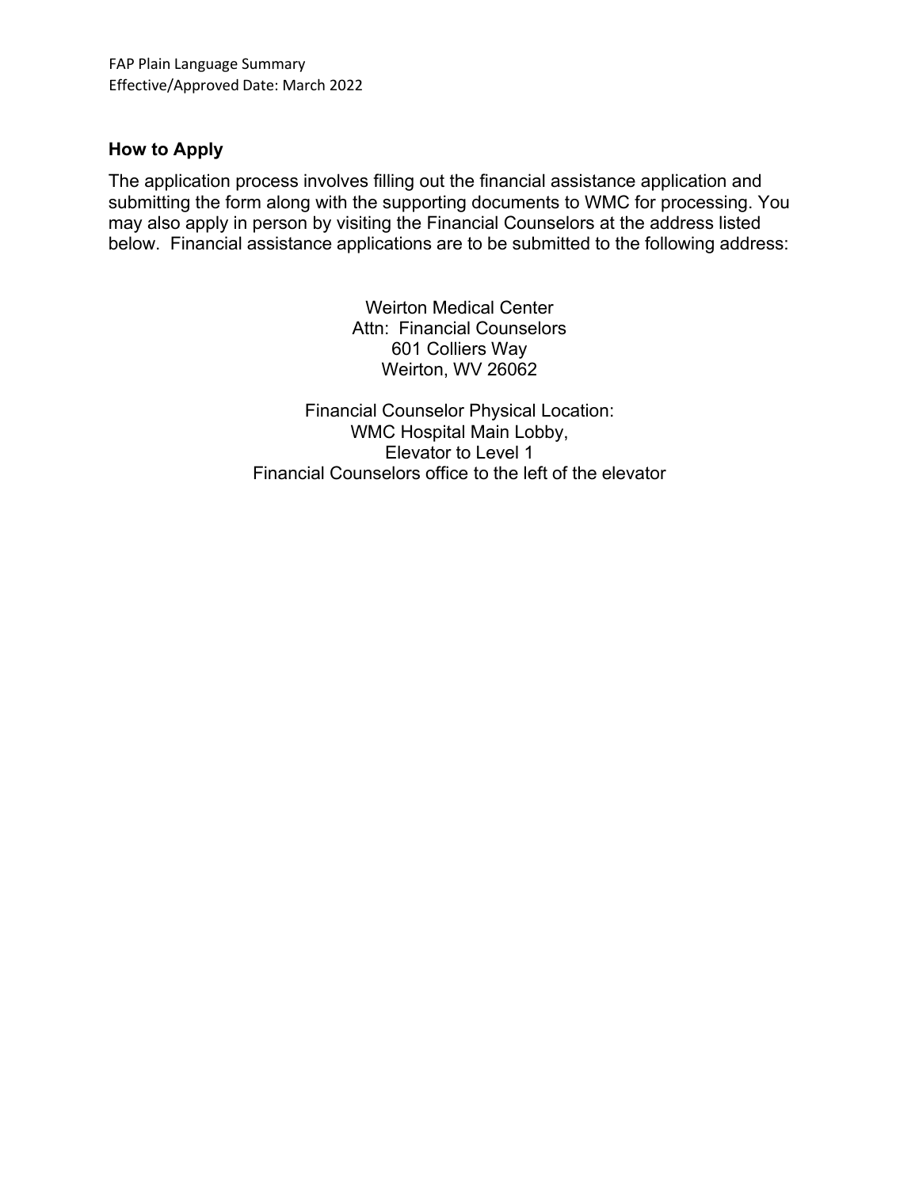## How to Apply

The application process involves filling out the financial assistance application and submitting the form along with the supporting documents to WMC for processing. You may also apply in person by visiting the Financial Counselors at the address listed below. Financial assistance applications are to be submitted to the following address:

Weirton Medical Center
Attn: Financial Counselors
601 Colliers Way
Weirton, WV 26062

Financial Counselor Physical Location:
WMC Hospital Main Lobby,
Elevator to Level 1
Financial Counselors office to the left of the elevator